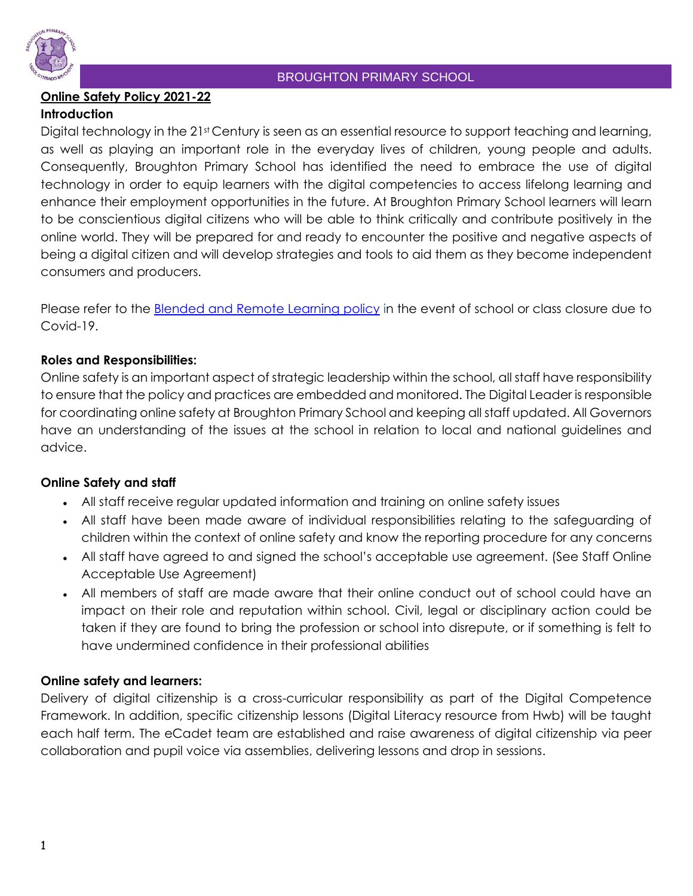BROUGHTON PRIMARY SCHOOL

# Online Safety Policy 2021-22

## Introduction

Digital technology in the 21st Century is seen as an essential resource to support teaching and learning, as well as playing an important role in the everyday lives of children, young people and adults. Consequently, Broughton Primary School has identified the need to embrace the use of digital technology in order to equip learners with the digital competencies to access lifelong learning and enhance their employment opportunities in the future. At Broughton Primary School learners will learn to be conscientious digital citizens who will be able to think critically and contribute positively in the online world. They will be prepared for and ready to encounter the positive and negative aspects of being a digital citizen and will develop strategies and tools to aid them as they become independent consumers and producers.

Please refer to the Blended and Remote Learning policy in the event of school or class closure due to Covid-19.

## Roles and Responsibilities:

Online safety is an important aspect of strategic leadership within the school, all staff have responsibility to ensure that the policy and practices are embedded and monitored. The Digital Leader is responsible for coordinating online safety at Broughton Primary School and keeping all staff updated. All Governors have an understanding of the issues at the school in relation to local and national guidelines and advice.

## Online Safety and staff

- All staff receive regular updated information and training on online safety issues
- All staff have been made aware of individual responsibilities relating to the safeguarding of children within the context of online safety and know the reporting procedure for any concerns
- All staff have agreed to and signed the school's acceptable use agreement. (See Staff Online Acceptable Use Agreement)
- All members of staff are made aware that their online conduct out of school could have an impact on their role and reputation within school. Civil, legal or disciplinary action could be taken if they are found to bring the profession or school into disrepute, or if something is felt to have undermined confidence in their professional abilities

## Online safety and learners:

Delivery of digital citizenship is a cross-curricular responsibility as part of the Digital Competence Framework. In addition, specific citizenship lessons (Digital Literacy resource from Hwb) will be taught each half term. The eCadet team are established and raise awareness of digital citizenship via peer collaboration and pupil voice via assemblies, delivering lessons and drop in sessions.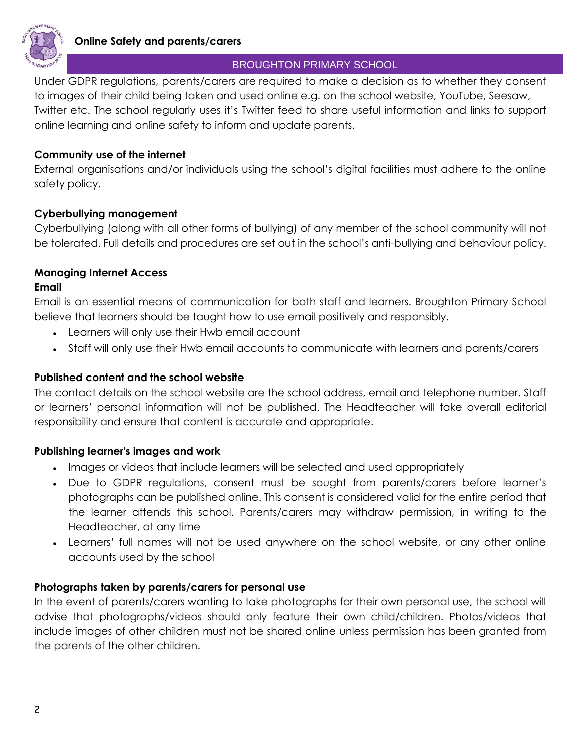## Online Safety and parents/carers

Under GDPR regulations, parents/carers are required to make a decision as to whether they consent to images of their child being taken and used online e.g. on the school website, YouTube, Seesaw, Twitter etc. The school regularly uses it's Twitter feed to share useful information and links to support online learning and online safety to inform and update parents.

**Community use of the internet**

External organisations and/or individuals using the school's digital facilities must adhere to the online safety policy.

**Cyberbullying management**

Cyberbullying (along with all other forms of bullying) of any member of the school community will not be tolerated. Full details and procedures are set out in the school's anti-bullying and behaviour policy.

**Managing Internet Access**

**Email**

Email is an essential means of communication for both staff and learners. Broughton Primary School believe that learners should be taught how to use email positively and responsibly.

- Learners will only use their Hwb email account
- Staff will only use their Hwb email accounts to communicate with learners and parents/carers

**Published content and the school website**

The contact details on the school website are the school address, email and telephone number. Staff or learners' personal information will not be published. The Headteacher will take overall editorial responsibility and ensure that content is accurate and appropriate.

**Publishing learner's images and work**

- Images or videos that include learners will be selected and used appropriately
- Due to GDPR regulations, consent must be sought from parents/carers before learner's photographs can be published online. This consent is considered valid for the entire period that the learner attends this school. Parents/carers may withdraw permission, in writing to the Headteacher, at any time
- Learners' full names will not be used anywhere on the school website, or any other online accounts used by the school

**Photographs taken by parents/carers for personal use**

In the event of parents/carers wanting to take photographs for their own personal use, the school will advise that photographs/videos should only feature their own child/children. Photos/videos that include images of other children must not be shared online unless permission has been granted from the parents of the other children.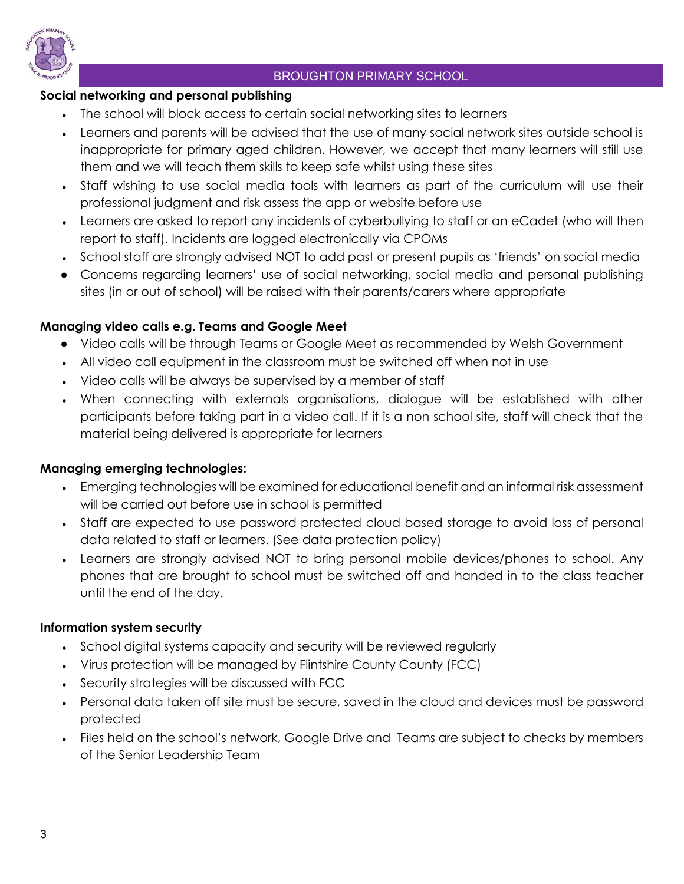### Social networking and personal publishing

- The school will block access to certain social networking sites to learners
- Learners and parents will be advised that the use of many social network sites outside school is inappropriate for primary aged children. However, we accept that many learners will still use them and we will teach them skills to keep safe whilst using these sites
- Staff wishing to use social media tools with learners as part of the curriculum will use their professional judgment and risk assess the app or website before use
- Learners are asked to report any incidents of cyberbullying to staff or an eCadet (who will then report to staff). Incidents are logged electronically via CPOMs
- School staff are strongly advised NOT to add past or present pupils as 'friends' on social media
- Concerns regarding learners' use of social networking, social media and personal publishing sites (in or out of school) will be raised with their parents/carers where appropriate

### Managing video calls e.g. Teams and Google Meet

- Video calls will be through Teams or Google Meet as recommended by Welsh Government
- All video call equipment in the classroom must be switched off when not in use
- Video calls will be always be supervised by a member of staff
- When connecting with externals organisations, dialogue will be established with other participants before taking part in a video call. If it is a non school site, staff will check that the material being delivered is appropriate for learners

### Managing emerging technologies:

- Emerging technologies will be examined for educational benefit and an informal risk assessment will be carried out before use in school is permitted
- Staff are expected to use password protected cloud based storage to avoid loss of personal data related to staff or learners. (See data protection policy)
- Learners are strongly advised NOT to bring personal mobile devices/phones to school. Any phones that are brought to school must be switched off and handed in to the class teacher until the end of the day.

### Information system security

- School digital systems capacity and security will be reviewed regularly
- Virus protection will be managed by Flintshire County County (FCC)
- Security strategies will be discussed with FCC
- Personal data taken off site must be secure, saved in the cloud and devices must be password protected
- Files held on the school's network, Google Drive and Teams are subject to checks by members of the Senior Leadership Team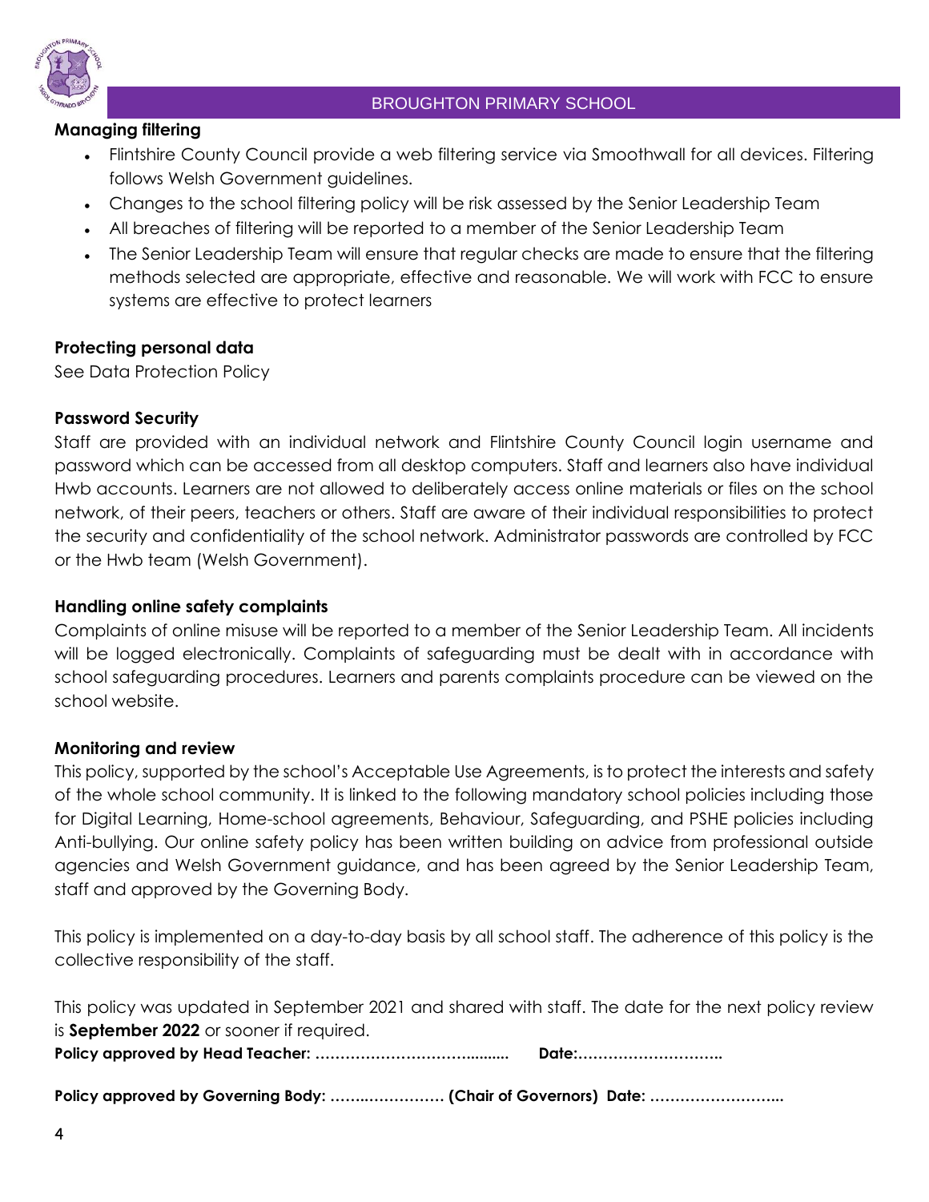**Managing filtering**

- Flintshire County Council provide a web filtering service via Smoothwall for all devices. Filtering follows Welsh Government guidelines.
- Changes to the school filtering policy will be risk assessed by the Senior Leadership Team
- All breaches of filtering will be reported to a member of the Senior Leadership Team
- The Senior Leadership Team will ensure that regular checks are made to ensure that the filtering methods selected are appropriate, effective and reasonable. We will work with FCC to ensure systems are effective to protect learners

**Protecting personal data**

See Data Protection Policy

**Password Security**

Staff are provided with an individual network and Flintshire County Council login username and password which can be accessed from all desktop computers. Staff and learners also have individual Hwb accounts. Learners are not allowed to deliberately access online materials or files on the school network, of their peers, teachers or others. Staff are aware of their individual responsibilities to protect the security and confidentiality of the school network. Administrator passwords are controlled by FCC or the Hwb team (Welsh Government).

**Handling online safety complaints**

Complaints of online misuse will be reported to a member of the Senior Leadership Team. All incidents will be logged electronically. Complaints of safeguarding must be dealt with in accordance with school safeguarding procedures. Learners and parents complaints procedure can be viewed on the school website.

**Monitoring and review**

This policy, supported by the school's Acceptable Use Agreements, is to protect the interests and safety of the whole school community. It is linked to the following mandatory school policies including those for Digital Learning, Home-school agreements, Behaviour, Safeguarding, and PSHE policies including Anti-bullying. Our online safety policy has been written building on advice from professional outside agencies and Welsh Government guidance, and has been agreed by the Senior Leadership Team, staff and approved by the Governing Body.

This policy is implemented on a day-to-day basis by all school staff. The adherence of this policy is the collective responsibility of the staff.

This policy was updated in September 2021 and shared with staff. The date for the next policy review is **September 2022** or sooner if required.

**Policy approved by Head Teacher: ……………………………......... Date:……………………….**

**Policy approved by Governing Body: ……..…………… (Chair of Governors) Date: ……………………...**